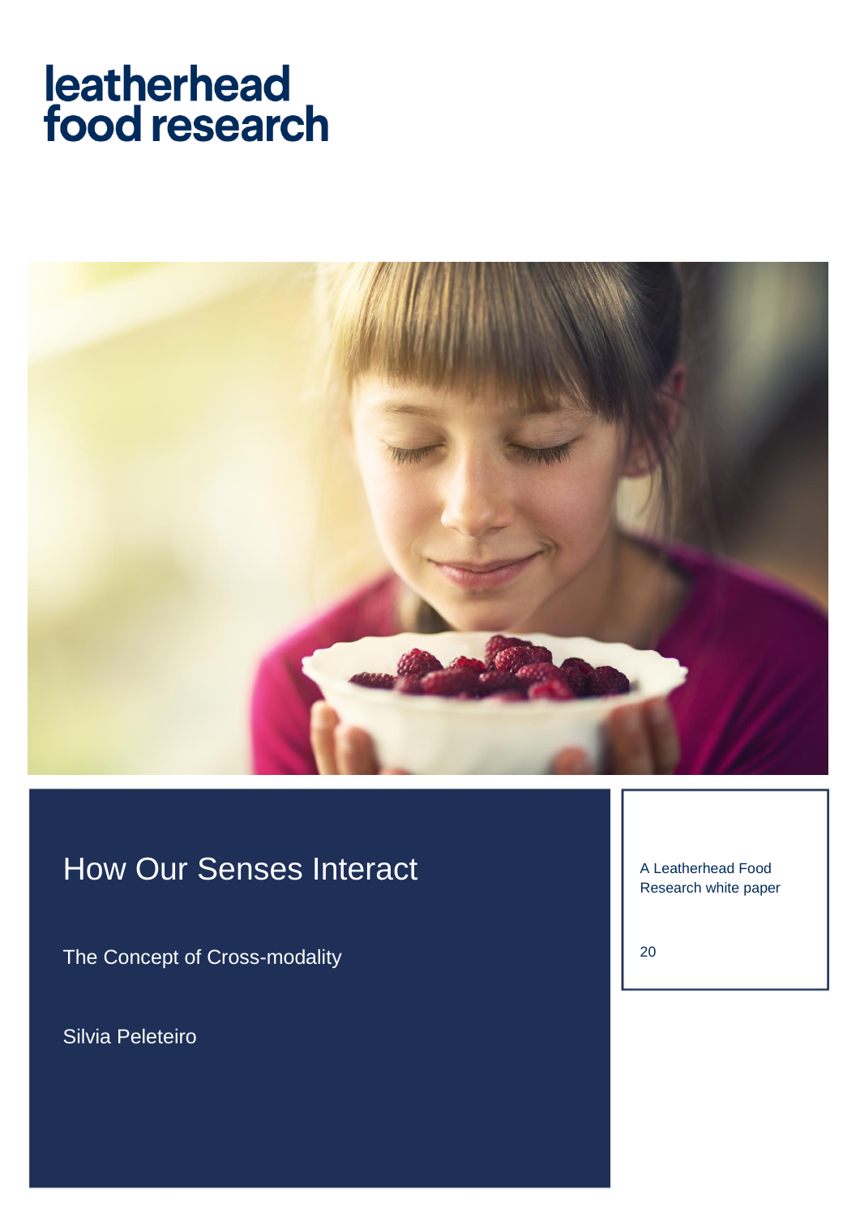leatherhead
food research

# How Our Senses Interact

The Concept of Cross-modality

Silvia Peleteiro

A Leatherhead Food Research white paper

20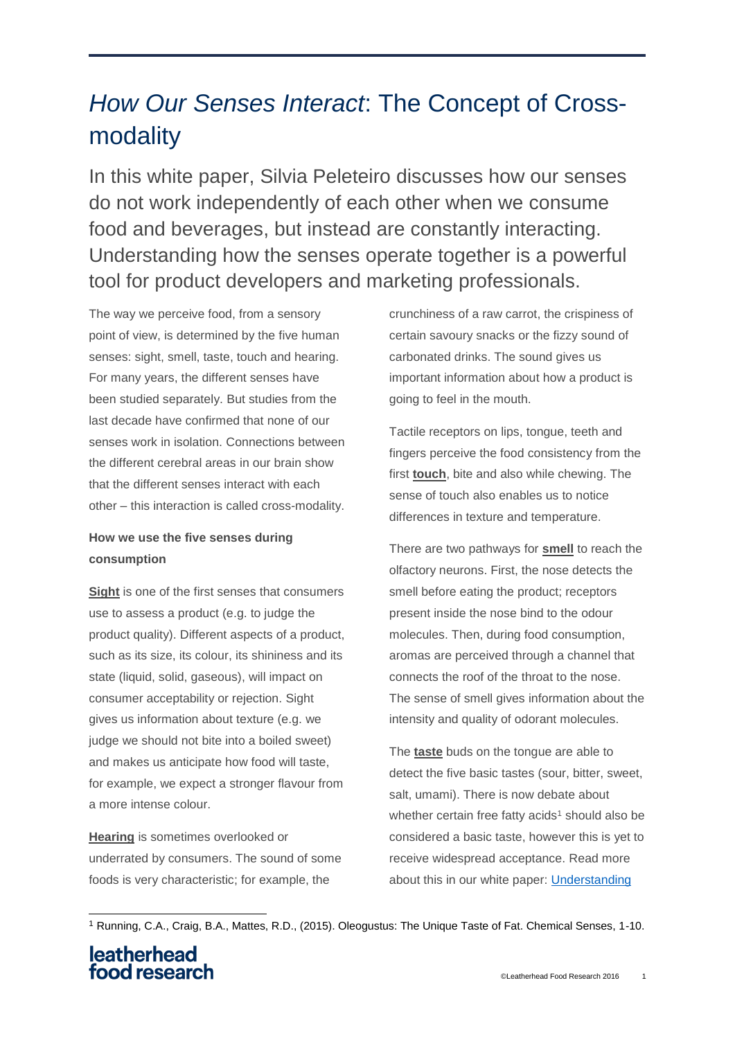# *How Our Senses Interact*: The Concept of Cross-modality

In this white paper, Silvia Peleteiro discusses how our senses do not work independently of each other when we consume food and beverages, but instead are constantly interacting. Understanding how the senses operate together is a powerful tool for product developers and marketing professionals.

The way we perceive food, from a sensory point of view, is determined by the five human senses: sight, smell, taste, touch and hearing. For many years, the different senses have been studied separately. But studies from the last decade have confirmed that none of our senses work in isolation. Connections between the different cerebral areas in our brain show that the different senses interact with each other – this interaction is called cross-modality.

**How we use the five senses during consumption**

**Sight** is one of the first senses that consumers use to assess a product (e.g. to judge the product quality). Different aspects of a product, such as its size, its colour, its shininess and its state (liquid, solid, gaseous), will impact on consumer acceptability or rejection. Sight gives us information about texture (e.g. we judge we should not bite into a boiled sweet) and makes us anticipate how food will taste, for example, we expect a stronger flavour from a more intense colour.

**Hearing** is sometimes overlooked or underrated by consumers. The sound of some foods is very characteristic; for example, the crunchiness of a raw carrot, the crispiness of certain savoury snacks or the fizzy sound of carbonated drinks. The sound gives us important information about how a product is going to feel in the mouth.

Tactile receptors on lips, tongue, teeth and fingers perceive the food consistency from the first **touch**, bite and also while chewing. The sense of touch also enables us to notice differences in texture and temperature.

There are two pathways for **smell** to reach the olfactory neurons. First, the nose detects the smell before eating the product; receptors present inside the nose bind to the odour molecules. Then, during food consumption, aromas are perceived through a channel that connects the roof of the throat to the nose. The sense of smell gives information about the intensity and quality of odorant molecules.

The **taste** buds on the tongue are able to detect the five basic tastes (sour, bitter, sweet, salt, umami). There is now debate about whether certain free fatty acids[1] should also be considered a basic taste, however this is yet to receive widespread acceptance. Read more about this in our white paper: Understanding

[1] Running, C.A., Craig, B.A., Mattes, R.D., (2015). Oleogustus: The Unique Taste of Fat. Chemical Senses, 1-10.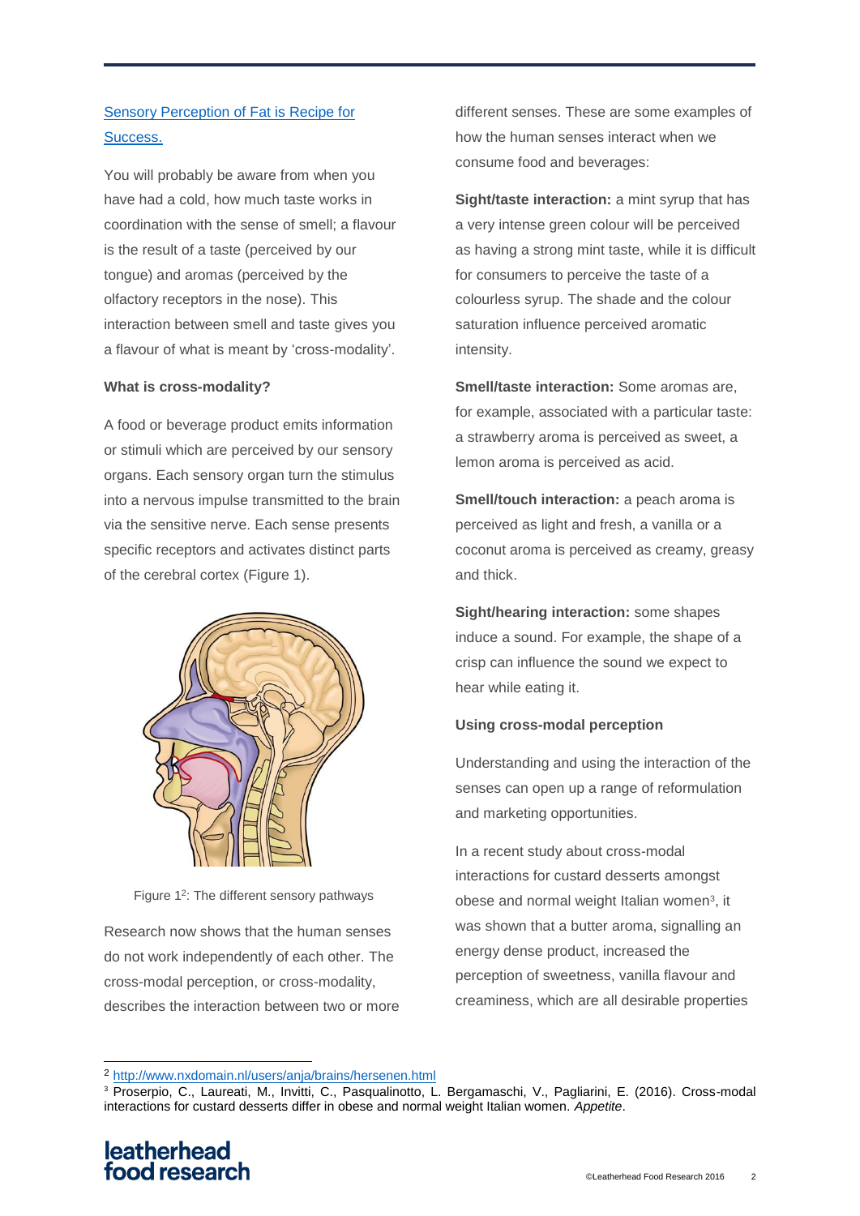[Sensory Perception of Fat is Recipe for Success.](#)

You will probably be aware from when you have had a cold, how much taste works in coordination with the sense of smell; a flavour is the result of a taste (perceived by our tongue) and aromas (perceived by the olfactory receptors in the nose). This interaction between smell and taste gives you a flavour of what is meant by 'cross-modality'.

**What is cross-modality?**

A food or beverage product emits information or stimuli which are perceived by our sensory organs. Each sensory organ turn the stimulus into a nervous impulse transmitted to the brain via the sensitive nerve. Each sense presents specific receptors and activates distinct parts of the cerebral cortex (Figure 1).

Figure 1[2]: The different sensory pathways

Research now shows that the human senses do not work independently of each other. The cross-modal perception, or cross-modality, describes the interaction between two or more different senses. These are some examples of how the human senses interact when we consume food and beverages:

**Sight/taste interaction:** a mint syrup that has a very intense green colour will be perceived as having a strong mint taste, while it is difficult for consumers to perceive the taste of a colourless syrup. The shade and the colour saturation influence perceived aromatic intensity.

**Smell/taste interaction:** Some aromas are, for example, associated with a particular taste: a strawberry aroma is perceived as sweet, a lemon aroma is perceived as acid.

**Smell/touch interaction:** a peach aroma is perceived as light and fresh, a vanilla or a coconut aroma is perceived as creamy, greasy and thick.

**Sight/hearing interaction:** some shapes induce a sound. For example, the shape of a crisp can influence the sound we expect to hear while eating it.

**Using cross-modal perception**

Understanding and using the interaction of the senses can open up a range of reformulation and marketing opportunities.

In a recent study about cross-modal interactions for custard desserts amongst obese and normal weight Italian women[3], it was shown that a butter aroma, signalling an energy dense product, increased the perception of sweetness, vanilla flavour and creaminess, which are all desirable properties

---

[2] http://www.nxdomain.nl/users/anja/brains/hersenen.html

[3] Proserpio, C., Laureati, M., Invitti, C., Pasqualinotto, L. Bergamaschi, V., Pagliarini, E. (2016). Cross-modal interactions for custard desserts differ in obese and normal weight Italian women. *Appetite*.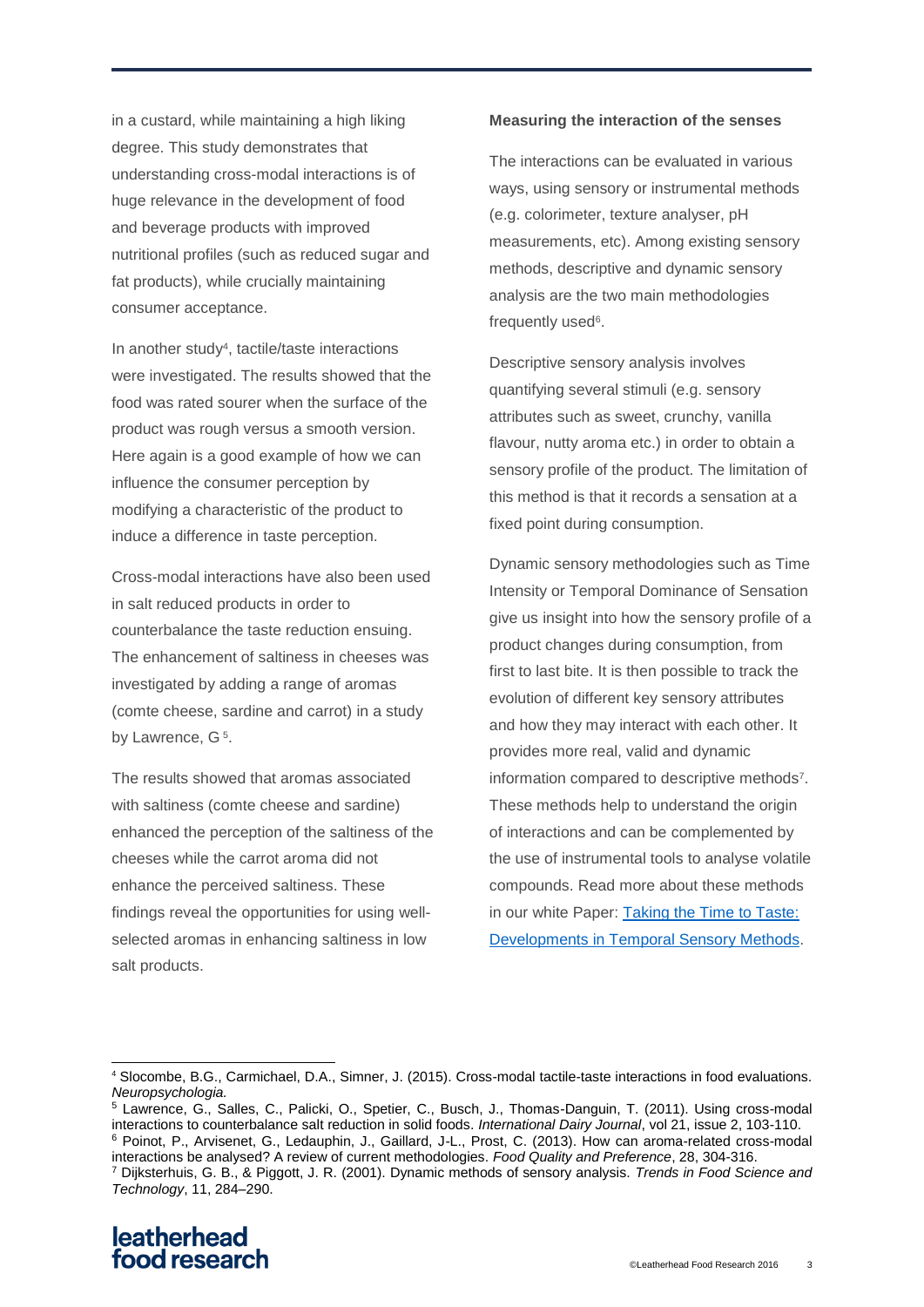in a custard, while maintaining a high liking degree. This study demonstrates that understanding cross-modal interactions is of huge relevance in the development of food and beverage products with improved nutritional profiles (such as reduced sugar and fat products), while crucially maintaining consumer acceptance.

In another study[4], tactile/taste interactions were investigated. The results showed that the food was rated sourer when the surface of the product was rough versus a smooth version. Here again is a good example of how we can influence the consumer perception by modifying a characteristic of the product to induce a difference in taste perception.

Cross-modal interactions have also been used in salt reduced products in order to counterbalance the taste reduction ensuing. The enhancement of saltiness in cheeses was investigated by adding a range of aromas (comte cheese, sardine and carrot) in a study by Lawrence, G [5].

The results showed that aromas associated with saltiness (comte cheese and sardine) enhanced the perception of the saltiness of the cheeses while the carrot aroma did not enhance the perceived saltiness. These findings reveal the opportunities for using well-selected aromas in enhancing saltiness in low salt products.

**Measuring the interaction of the senses**

The interactions can be evaluated in various ways, using sensory or instrumental methods (e.g. colorimeter, texture analyser, pH measurements, etc). Among existing sensory methods, descriptive and dynamic sensory analysis are the two main methodologies frequently used[6].

Descriptive sensory analysis involves quantifying several stimuli (e.g. sensory attributes such as sweet, crunchy, vanilla flavour, nutty aroma etc.) in order to obtain a sensory profile of the product. The limitation of this method is that it records a sensation at a fixed point during consumption.

Dynamic sensory methodologies such as Time Intensity or Temporal Dominance of Sensation give us insight into how the sensory profile of a product changes during consumption, from first to last bite. It is then possible to track the evolution of different key sensory attributes and how they may interact with each other. It provides more real, valid and dynamic information compared to descriptive methods[7]. These methods help to understand the origin of interactions and can be complemented by the use of instrumental tools to analyse volatile compounds. Read more about these methods in our white Paper: [Taking the Time to Taste: Developments in Temporal Sensory Methods](#).

---

[4] Slocombe, B.G., Carmichael, D.A., Simner, J. (2015). Cross-modal tactile-taste interactions in food evaluations. *Neuropsychologia.*

[5] Lawrence, G., Salles, C., Palicki, O., Spetier, C., Busch, J., Thomas-Danguin, T. (2011). Using cross-modal interactions to counterbalance salt reduction in solid foods. *International Dairy Journal*, vol 21, issue 2, 103-110.

[6] Poinot, P., Arvisenet, G., Ledauphin, J., Gaillard, J-L., Prost, C. (2013). How can aroma-related cross-modal interactions be analysed? A review of current methodologies. *Food Quality and Preference*, 28, 304-316.

[7] Dijksterhuis, G. B., & Piggott, J. R. (2001). Dynamic methods of sensory analysis. *Trends in Food Science and Technology*, 11, 284–290.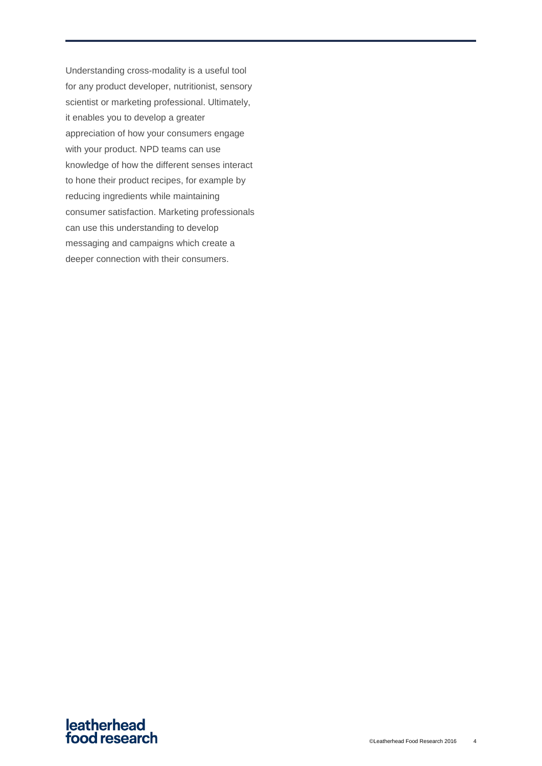Understanding cross-modality is a useful tool for any product developer, nutritionist, sensory scientist or marketing professional. Ultimately, it enables you to develop a greater appreciation of how your consumers engage with your product. NPD teams can use knowledge of how the different senses interact to hone their product recipes, for example by reducing ingredients while maintaining consumer satisfaction. Marketing professionals can use this understanding to develop messaging and campaigns which create a deeper connection with their consumers.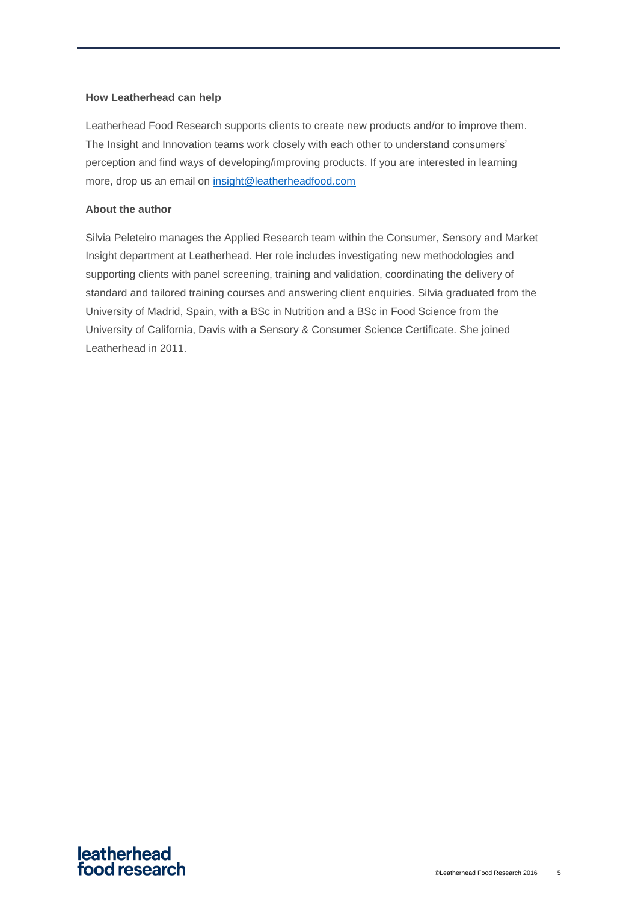**How Leatherhead can help**

Leatherhead Food Research supports clients to create new products and/or to improve them. The Insight and Innovation teams work closely with each other to understand consumers' perception and find ways of developing/improving products. If you are interested in learning more, drop us an email on [insight@leatherheadfood.com](mailto:insight@leatherheadfood.com)

**About the author**

Silvia Peleteiro manages the Applied Research team within the Consumer, Sensory and Market Insight department at Leatherhead. Her role includes investigating new methodologies and supporting clients with panel screening, training and validation, coordinating the delivery of standard and tailored training courses and answering client enquiries. Silvia graduated from the University of Madrid, Spain, with a BSc in Nutrition and a BSc in Food Science from the University of California, Davis with a Sensory & Consumer Science Certificate. She joined Leatherhead in 2011.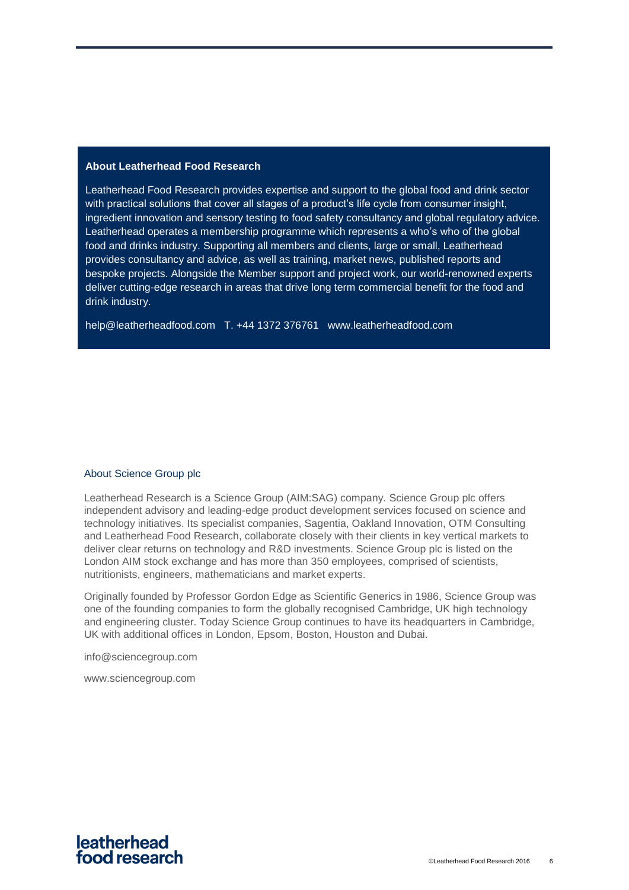### About Leatherhead Food Research

Leatherhead Food Research provides expertise and support to the global food and drink sector with practical solutions that cover all stages of a product's life cycle from consumer insight, ingredient innovation and sensory testing to food safety consultancy and global regulatory advice. Leatherhead operates a membership programme which represents a who's who of the global food and drinks industry. Supporting all members and clients, large or small, Leatherhead provides consultancy and advice, as well as training, market news, published reports and bespoke projects. Alongside the Member support and project work, our world-renowned experts deliver cutting-edge research in areas that drive long term commercial benefit for the food and drink industry.

help@leatherheadfood.com   T. +44 1372 376761   www.leatherheadfood.com

### About Science Group plc

Leatherhead Research is a Science Group (AIM:SAG) company. Science Group plc offers independent advisory and leading-edge product development services focused on science and technology initiatives. Its specialist companies, Sagentia, Oakland Innovation, OTM Consulting and Leatherhead Food Research, collaborate closely with their clients in key vertical markets to deliver clear returns on technology and R&D investments. Science Group plc is listed on the London AIM stock exchange and has more than 350 employees, comprised of scientists, nutritionists, engineers, mathematicians and market experts.

Originally founded by Professor Gordon Edge as Scientific Generics in 1986, Science Group was one of the founding companies to form the globally recognised Cambridge, UK high technology and engineering cluster. Today Science Group continues to have its headquarters in Cambridge, UK with additional offices in London, Epsom, Boston, Houston and Dubai.

info@sciencegroup.com

www.sciencegroup.com

leatherhead food research

©Leatherhead Food Research 2016